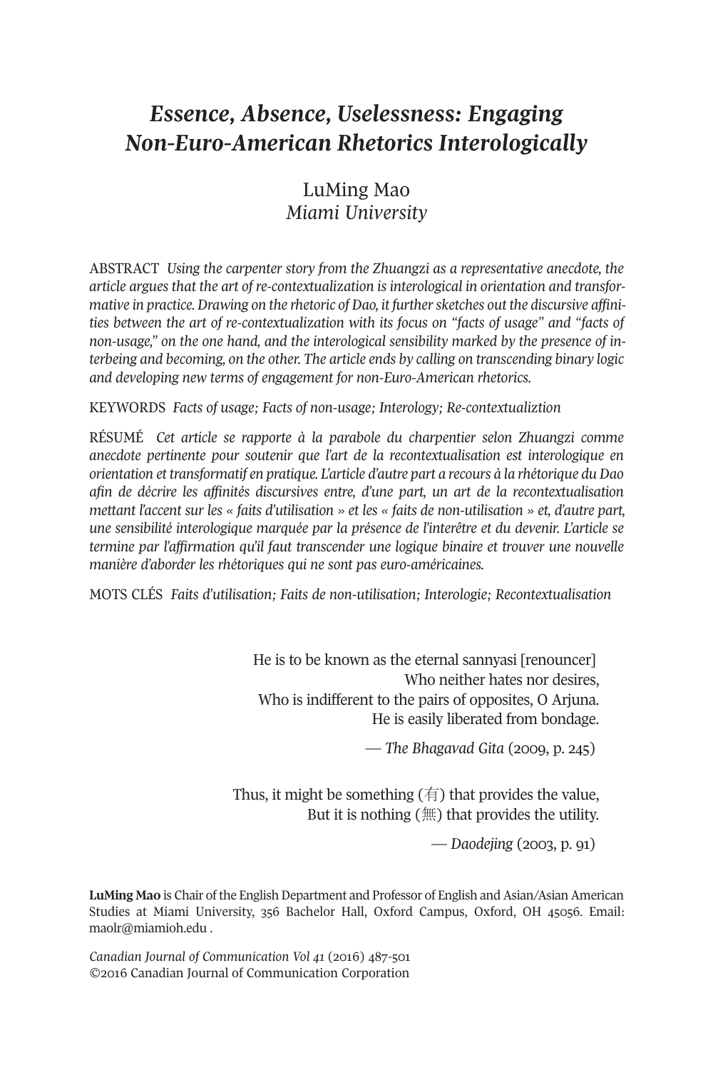# *Essence, Absence, Uselessness: Engaging Non-Euro-American Rhetorics Interologically*

LuMing Mao
*Miami University*

ABSTRACT *Using the carpenter story from the Zhuangzi as a representative anecdote, the article argues that the art of re-contextualization is interological in orientation and transformative in practice. Drawing on the rhetoric of Dao, it further sketches out the discursive affinities between the art of re-contextualization with its focus on "facts of usage" and "facts of non-usage," on the one hand, and the interological sensibility marked by the presence of interbeing and becoming, on the other. The article ends by calling on transcending binary logic and developing new terms of engagement for non-Euro-American rhetorics.*

KEYWORDS *Facts of usage; Facts of non-usage; Interology; Re-contextualiztion*

RÉSUMÉ *Cet article se rapporte à la parabole du charpentier selon Zhuangzi comme anecdote pertinente pour soutenir que l'art de la recontextualisation est interologique en orientation et transformatif en pratique. L'article d'autre part a recours à la rhétorique du Dao afin de décrire les affinités discursives entre, d'une part, un art de la recontextualisation mettant l'accent sur les « faits d'utilisation » et les « faits de non-utilisation » et, d'autre part, une sensibilité interologique marquée par la présence de l'interêtre et du devenir. L'article se termine par l'affirmation qu'il faut transcender une logique binaire et trouver une nouvelle manière d'aborder les rhétoriques qui ne sont pas euro-américaines.*

MOTS CLÉS *Faits d'utilisation; Faits de non-utilisation; Interologie; Recontextualisation*

> He is to be known as the eternal sannyasi [renouncer]
> Who neither hates nor desires,
> Who is indifferent to the pairs of opposites, O Arjuna.
> He is easily liberated from bondage.
>
> — *The Bhagavad Gita* (2009, p. 245)

> Thus, it might be something (有) that provides the value,
> But it is nothing (無) that provides the utility.
>
> — *Daodejing* (2003, p. 91)

**LuMing Mao** is Chair of the English Department and Professor of English and Asian/Asian American Studies at Miami University, 356 Bachelor Hall, Oxford Campus, Oxford, OH 45056. Email: maolr@miamioh.edu .

*Canadian Journal of Communication Vol 41* (2016) 487-501
©2016 Canadian Journal of Communication Corporation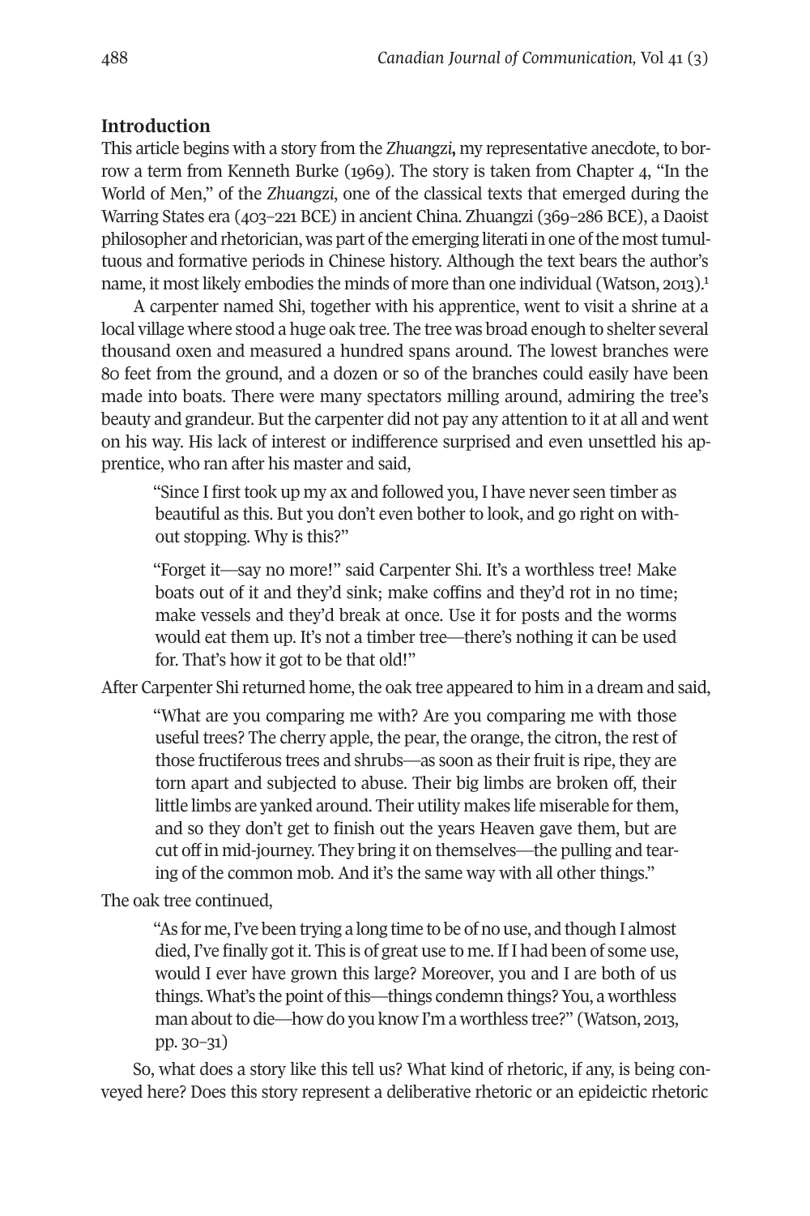## Introduction

This article begins with a story from the *Zhuangzi*, my representative anecdote, to borrow a term from Kenneth Burke (1969). The story is taken from Chapter 4, "In the World of Men," of the *Zhuangzi*, one of the classical texts that emerged during the Warring States era (403–221 BCE) in ancient China. Zhuangzi (369–286 BCE), a Daoist philosopher and rhetorician, was part of the emerging literati in one of the most tumultuous and formative periods in Chinese history. Although the text bears the author's name, it most likely embodies the minds of more than one individual (Watson, 2013).[1]

A carpenter named Shi, together with his apprentice, went to visit a shrine at a local village where stood a huge oak tree. The tree was broad enough to shelter several thousand oxen and measured a hundred spans around. The lowest branches were 80 feet from the ground, and a dozen or so of the branches could easily have been made into boats. There were many spectators milling around, admiring the tree's beauty and grandeur. But the carpenter did not pay any attention to it at all and went on his way. His lack of interest or indifference surprised and even unsettled his apprentice, who ran after his master and said,

> "Since I first took up my ax and followed you, I have never seen timber as beautiful as this. But you don't even bother to look, and go right on without stopping. Why is this?"
>
> "Forget it—say no more!" said Carpenter Shi. It's a worthless tree! Make boats out of it and they'd sink; make coffins and they'd rot in no time; make vessels and they'd break at once. Use it for posts and the worms would eat them up. It's not a timber tree—there's nothing it can be used for. That's how it got to be that old!"

After Carpenter Shi returned home, the oak tree appeared to him in a dream and said,

> "What are you comparing me with? Are you comparing me with those useful trees? The cherry apple, the pear, the orange, the citron, the rest of those fructiferous trees and shrubs—as soon as their fruit is ripe, they are torn apart and subjected to abuse. Their big limbs are broken off, their little limbs are yanked around. Their utility makes life miserable for them, and so they don't get to finish out the years Heaven gave them, but are cut off in mid-journey. They bring it on themselves—the pulling and tearing of the common mob. And it's the same way with all other things."

The oak tree continued,

> "As for me, I've been trying a long time to be of no use, and though I almost died, I've finally got it. This is of great use to me. If I had been of some use, would I ever have grown this large? Moreover, you and I are both of us things. What's the point of this—things condemn things? You, a worthless man about to die—how do you know I'm a worthless tree?" (Watson, 2013, pp. 30–31)

So, what does a story like this tell us? What kind of rhetoric, if any, is being conveyed here? Does this story represent a deliberative rhetoric or an epideictic rhetoric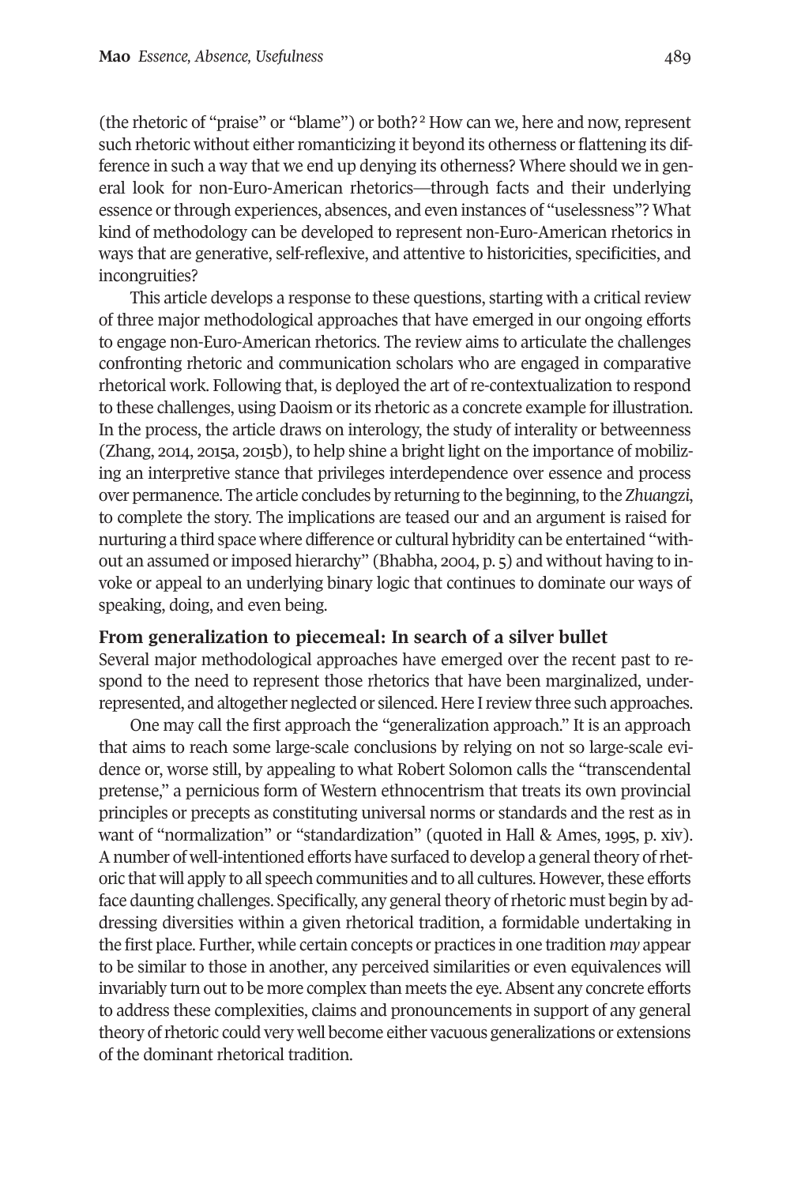(the rhetoric of "praise" or "blame") or both?[2] How can we, here and now, represent such rhetoric without either romanticizing it beyond its otherness or flattening its difference in such a way that we end up denying its otherness? Where should we in general look for non-Euro-American rhetorics—through facts and their underlying essence or through experiences, absences, and even instances of "uselessness"? What kind of methodology can be developed to represent non-Euro-American rhetorics in ways that are generative, self-reflexive, and attentive to historicities, specificities, and incongruities?

This article develops a response to these questions, starting with a critical review of three major methodological approaches that have emerged in our ongoing efforts to engage non-Euro-American rhetorics. The review aims to articulate the challenges confronting rhetoric and communication scholars who are engaged in comparative rhetorical work. Following that, is deployed the art of re-contextualization to respond to these challenges, using Daoism or its rhetoric as a concrete example for illustration. In the process, the article draws on interology, the study of interality or betweenness (Zhang, 2014, 2015a, 2015b), to help shine a bright light on the importance of mobilizing an interpretive stance that privileges interdependence over essence and process over permanence. The article concludes by returning to the beginning, to the *Zhuangzi*, to complete the story. The implications are teased our and an argument is raised for nurturing a third space where difference or cultural hybridity can be entertained "without an assumed or imposed hierarchy" (Bhabha, 2004, p. 5) and without having to invoke or appeal to an underlying binary logic that continues to dominate our ways of speaking, doing, and even being.

## From generalization to piecemeal: In search of a silver bullet

Several major methodological approaches have emerged over the recent past to respond to the need to represent those rhetorics that have been marginalized, underrepresented, and altogether neglected or silenced. Here I review three such approaches.

One may call the first approach the "generalization approach." It is an approach that aims to reach some large-scale conclusions by relying on not so large-scale evidence or, worse still, by appealing to what Robert Solomon calls the "transcendental pretense," a pernicious form of Western ethnocentrism that treats its own provincial principles or precepts as constituting universal norms or standards and the rest as in want of "normalization" or "standardization" (quoted in Hall & Ames, 1995, p. xiv). A number of well-intentioned efforts have surfaced to develop a general theory of rhetoric that will apply to all speech communities and to all cultures. However, these efforts face daunting challenges. Specifically, any general theory of rhetoric must begin by addressing diversities within a given rhetorical tradition, a formidable undertaking in the first place. Further, while certain concepts or practices in one tradition *may* appear to be similar to those in another, any perceived similarities or even equivalences will invariably turn out to be more complex than meets the eye. Absent any concrete efforts to address these complexities, claims and pronouncements in support of any general theory of rhetoric could very well become either vacuous generalizations or extensions of the dominant rhetorical tradition.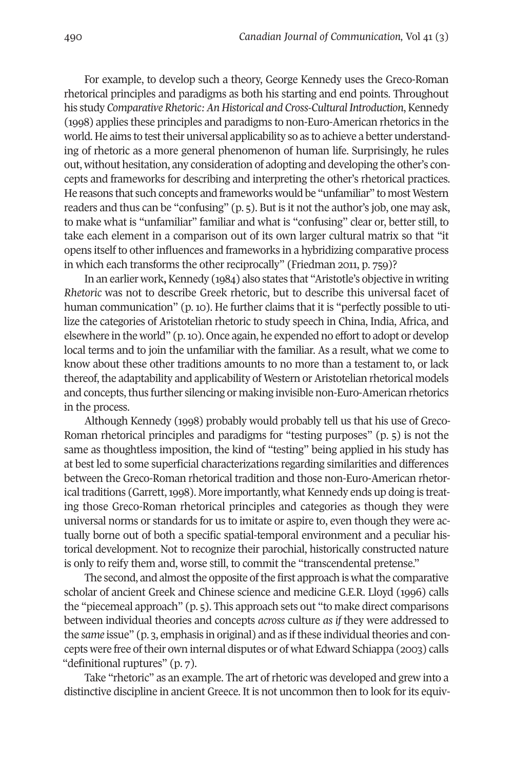For example, to develop such a theory, George Kennedy uses the Greco-Roman rhetorical principles and paradigms as both his starting and end points. Throughout his study *Comparative Rhetoric: An Historical and Cross-Cultural Introduction*, Kennedy (1998) applies these principles and paradigms to non-Euro-American rhetorics in the world. He aims to test their universal applicability so as to achieve a better understanding of rhetoric as a more general phenomenon of human life. Surprisingly, he rules out, without hesitation, any consideration of adopting and developing the other's concepts and frameworks for describing and interpreting the other's rhetorical practices. He reasons that such concepts and frameworks would be "unfamiliar" to most Western readers and thus can be "confusing" (p. 5). But is it not the author's job, one may ask, to make what is "unfamiliar" familiar and what is "confusing" clear or, better still, to take each element in a comparison out of its own larger cultural matrix so that "it opens itself to other influences and frameworks in a hybridizing comparative process in which each transforms the other reciprocally" (Friedman 2011, p. 759)?

In an earlier work, Kennedy (1984) also states that "Aristotle's objective in writing *Rhetoric* was not to describe Greek rhetoric, but to describe this universal facet of human communication" (p. 10). He further claims that it is "perfectly possible to utilize the categories of Aristotelian rhetoric to study speech in China, India, Africa, and elsewhere in the world" (p. 10). Once again, he expended no effort to adopt or develop local terms and to join the unfamiliar with the familiar. As a result, what we come to know about these other traditions amounts to no more than a testament to, or lack thereof, the adaptability and applicability of Western or Aristotelian rhetorical models and concepts, thus further silencing or making invisible non-Euro-American rhetorics in the process.

Although Kennedy (1998) probably would probably tell us that his use of Greco-Roman rhetorical principles and paradigms for "testing purposes" (p. 5) is not the same as thoughtless imposition, the kind of "testing" being applied in his study has at best led to some superficial characterizations regarding similarities and differences between the Greco-Roman rhetorical tradition and those non-Euro-American rhetorical traditions (Garrett, 1998). More importantly, what Kennedy ends up doing is treating those Greco-Roman rhetorical principles and categories as though they were universal norms or standards for us to imitate or aspire to, even though they were actually borne out of both a specific spatial-temporal environment and a peculiar historical development. Not to recognize their parochial, historically constructed nature is only to reify them and, worse still, to commit the "transcendental pretense."

The second, and almost the opposite of the first approach is what the comparative scholar of ancient Greek and Chinese science and medicine G.E.R. Lloyd (1996) calls the "piecemeal approach" (p. 5). This approach sets out "to make direct comparisons between individual theories and concepts *across* culture *as if* they were addressed to the *same* issue" (p. 3, emphasis in original) and as if these individual theories and concepts were free of their own internal disputes or of what Edward Schiappa (2003) calls "definitional ruptures" (p. 7).

Take "rhetoric" as an example. The art of rhetoric was developed and grew into a distinctive discipline in ancient Greece. It is not uncommon then to look for its equiv-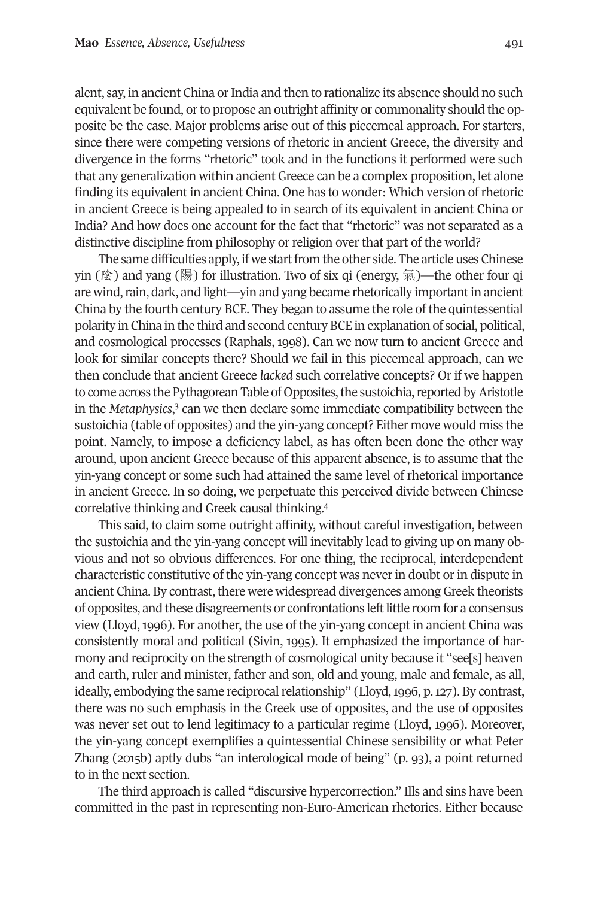alent, say, in ancient China or India and then to rationalize its absence should no such equivalent be found, or to propose an outright affinity or commonality should the opposite be the case. Major problems arise out of this piecemeal approach. For starters, since there were competing versions of rhetoric in ancient Greece, the diversity and divergence in the forms "rhetoric" took and in the functions it performed were such that any generalization within ancient Greece can be a complex proposition, let alone finding its equivalent in ancient China. One has to wonder: Which version of rhetoric in ancient Greece is being appealed to in search of its equivalent in ancient China or India? And how does one account for the fact that "rhetoric" was not separated as a distinctive discipline from philosophy or religion over that part of the world?

The same difficulties apply, if we start from the other side. The article uses Chinese yin (陰) and yang (陽) for illustration. Two of six qi (energy, 氣)—the other four qi are wind, rain, dark, and light—yin and yang became rhetorically important in ancient China by the fourth century BCE. They began to assume the role of the quintessential polarity in China in the third and second century BCE in explanation of social, political, and cosmological processes (Raphals, 1998). Can we now turn to ancient Greece and look for similar concepts there? Should we fail in this piecemeal approach, can we then conclude that ancient Greece *lacked* such correlative concepts? Or if we happen to come across the Pythagorean Table of Opposites, the sustoichia, reported by Aristotle in the *Metaphysics*,[3] can we then declare some immediate compatibility between the sustoichia (table of opposites) and the yin-yang concept? Either move would miss the point. Namely, to impose a deficiency label, as has often been done the other way around, upon ancient Greece because of this apparent absence, is to assume that the yin-yang concept or some such had attained the same level of rhetorical importance in ancient Greece. In so doing, we perpetuate this perceived divide between Chinese correlative thinking and Greek causal thinking.[4]

This said, to claim some outright affinity, without careful investigation, between the sustoichia and the yin-yang concept will inevitably lead to giving up on many obvious and not so obvious differences. For one thing, the reciprocal, interdependent characteristic constitutive of the yin-yang concept was never in doubt or in dispute in ancient China. By contrast, there were widespread divergences among Greek theorists of opposites, and these disagreements or confrontations left little room for a consensus view (Lloyd, 1996). For another, the use of the yin-yang concept in ancient China was consistently moral and political (Sivin, 1995). It emphasized the importance of harmony and reciprocity on the strength of cosmological unity because it "see[s] heaven and earth, ruler and minister, father and son, old and young, male and female, as all, ideally, embodying the same reciprocal relationship" (Lloyd, 1996, p. 127). By contrast, there was no such emphasis in the Greek use of opposites, and the use of opposites was never set out to lend legitimacy to a particular regime (Lloyd, 1996). Moreover, the yin-yang concept exemplifies a quintessential Chinese sensibility or what Peter Zhang (2015b) aptly dubs "an interological mode of being" (p. 93), a point returned to in the next section.

The third approach is called "discursive hypercorrection." Ills and sins have been committed in the past in representing non-Euro-American rhetorics. Either because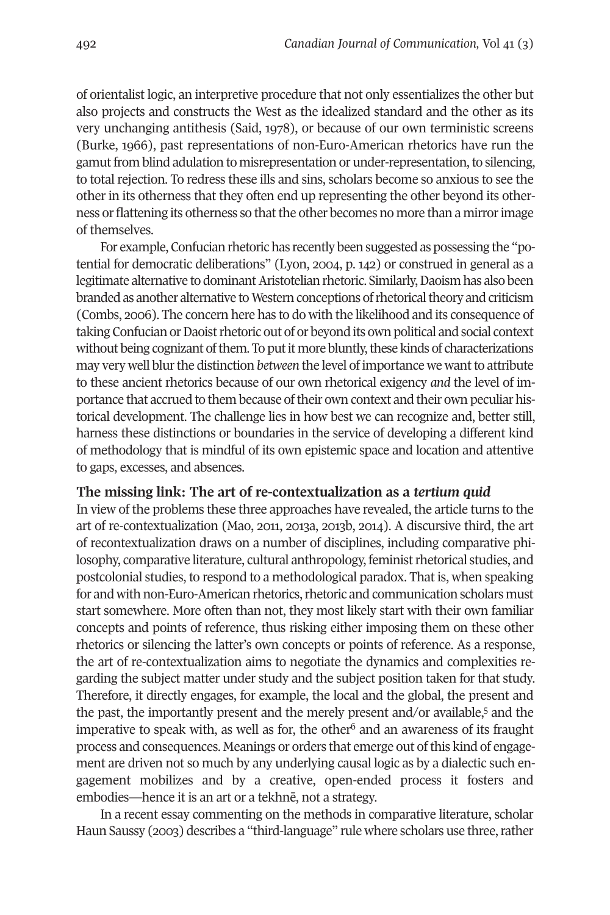of orientalist logic, an interpretive procedure that not only essentializes the other but also projects and constructs the West as the idealized standard and the other as its very unchanging antithesis (Said, 1978), or because of our own terministic screens (Burke, 1966), past representations of non-Euro-American rhetorics have run the gamut from blind adulation to misrepresentation or under-representation, to silencing, to total rejection. To redress these ills and sins, scholars become so anxious to see the other in its otherness that they often end up representing the other beyond its otherness or flattening its otherness so that the other becomes no more than a mirror image of themselves.

For example, Confucian rhetoric has recently been suggested as possessing the "potential for democratic deliberations" (Lyon, 2004, p. 142) or construed in general as a legitimate alternative to dominant Aristotelian rhetoric. Similarly, Daoism has also been branded as another alternative to Western conceptions of rhetorical theory and criticism (Combs, 2006). The concern here has to do with the likelihood and its consequence of taking Confucian or Daoist rhetoric out of or beyond its own political and social context without being cognizant of them. To put it more bluntly, these kinds of characterizations may very well blur the distinction *between* the level of importance we want to attribute to these ancient rhetorics because of our own rhetorical exigency *and* the level of importance that accrued to them because of their own context and their own peculiar historical development. The challenge lies in how best we can recognize and, better still, harness these distinctions or boundaries in the service of developing a different kind of methodology that is mindful of its own epistemic space and location and attentive to gaps, excesses, and absences.

### The missing link: The art of re-contextualization as a *tertium quid*

In view of the problems these three approaches have revealed, the article turns to the art of re-contextualization (Mao, 2011, 2013a, 2013b, 2014). A discursive third, the art of recontextualization draws on a number of disciplines, including comparative philosophy, comparative literature, cultural anthropology, feminist rhetorical studies, and postcolonial studies, to respond to a methodological paradox. That is, when speaking for and with non-Euro-American rhetorics, rhetoric and communication scholars must start somewhere. More often than not, they most likely start with their own familiar concepts and points of reference, thus risking either imposing them on these other rhetorics or silencing the latter's own concepts or points of reference. As a response, the art of re-contextualization aims to negotiate the dynamics and complexities regarding the subject matter under study and the subject position taken for that study. Therefore, it directly engages, for example, the local and the global, the present and the past, the importantly present and the merely present and/or available,[5] and the imperative to speak with, as well as for, the other[6] and an awareness of its fraught process and consequences. Meanings or orders that emerge out of this kind of engagement are driven not so much by any underlying causal logic as by a dialectic such engagement mobilizes and by a creative, open-ended process it fosters and embodies—hence it is an art or a tekhnē, not a strategy.

In a recent essay commenting on the methods in comparative literature, scholar Haun Saussy (2003) describes a "third-language" rule where scholars use three, rather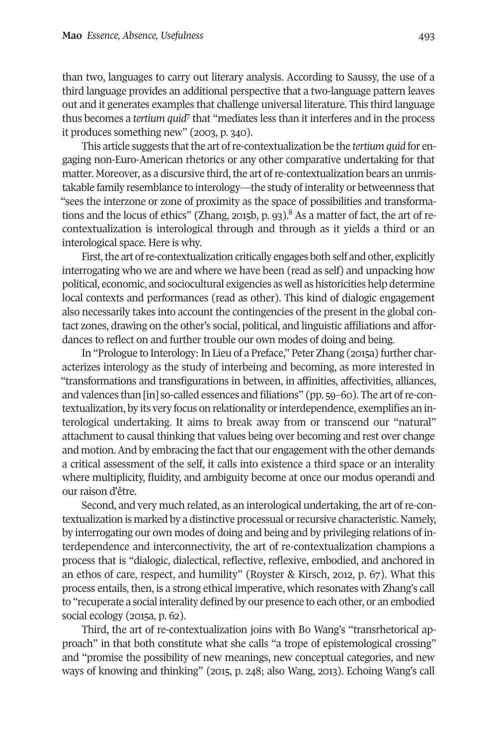than two, languages to carry out literary analysis. According to Saussy, the use of a third language provides an additional perspective that a two-language pattern leaves out and it generates examples that challenge universal literature. This third language thus becomes a *tertium quid*[7] that "mediates less than it interferes and in the process it produces something new" (2003, p. 340).

This article suggests that the art of re-contextualization be the *tertium quid* for engaging non-Euro-American rhetorics or any other comparative undertaking for that matter. Moreover, as a discursive third, the art of re-contextualization bears an unmistakable family resemblance to interology—the study of interality or betweenness that "sees the interzone or zone of proximity as the space of possibilities and transformations and the locus of ethics" (Zhang, 2015b, p. 93).[8] As a matter of fact, the art of re-contextualization is interological through and through as it yields a third or an interological space. Here is why.

First, the art of re-contextualization critically engages both self and other, explicitly interrogating who we are and where we have been (read as self) and unpacking how political, economic, and sociocultural exigencies as well as historicities help determine local contexts and performances (read as other). This kind of dialogic engagement also necessarily takes into account the contingencies of the present in the global contact zones, drawing on the other's social, political, and linguistic affiliations and affordances to reflect on and further trouble our own modes of doing and being.

In "Prologue to Interology: In Lieu of a Preface," Peter Zhang (2015a) further characterizes interology as the study of interbeing and becoming, as more interested in "transformations and transfigurations in between, in affinities, affectivities, alliances, and valences than [in] so-called essences and filiations" (pp. 59–60). The art of re-contextualization, by its very focus on relationality or interdependence, exemplifies an interological undertaking. It aims to break away from or transcend our "natural" attachment to causal thinking that values being over becoming and rest over change and motion. And by embracing the fact that our engagement with the other demands a critical assessment of the self, it calls into existence a third space or an interality where multiplicity, fluidity, and ambiguity become at once our modus operandi and our raison d'être.

Second, and very much related, as an interological undertaking, the art of re-contextualization is marked by a distinctive processual or recursive characteristic. Namely, by interrogating our own modes of doing and being and by privileging relations of interdependence and interconnectivity, the art of re-contextualization champions a process that is "dialogic, dialectical, reflective, reflexive, embodied, and anchored in an ethos of care, respect, and humility" (Royster & Kirsch, 2012, p. 67). What this process entails, then, is a strong ethical imperative, which resonates with Zhang's call to "recuperate a social interality defined by our presence to each other, or an embodied social ecology (2015a, p. 62).

Third, the art of re-contextualization joins with Bo Wang's "transrhetorical approach" in that both constitute what she calls "a trope of epistemological crossing" and "promise the possibility of new meanings, new conceptual categories, and new ways of knowing and thinking" (2015, p. 248; also Wang, 2013). Echoing Wang's call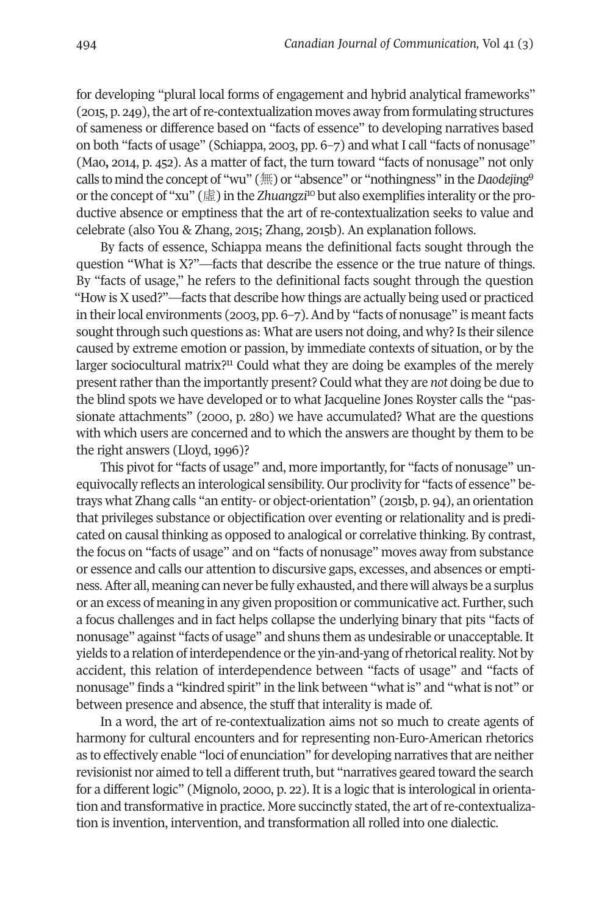for developing "plural local forms of engagement and hybrid analytical frameworks" (2015, p. 249), the art of re-contextualization moves away from formulating structures of sameness or difference based on "facts of essence" to developing narratives based on both "facts of usage" (Schiappa, 2003, pp. 6–7) and what I call "facts of nonusage" (Mao, 2014, p. 452). As a matter of fact, the turn toward "facts of nonusage" not only calls to mind the concept of "wu" (無) or "absence" or "nothingness" in the *Daodejing*[9] or the concept of "xu" (虛) in the *Zhuangzi*[10] but also exemplifies interality or the productive absence or emptiness that the art of re-contextualization seeks to value and celebrate (also You & Zhang, 2015; Zhang, 2015b). An explanation follows.

By facts of essence, Schiappa means the definitional facts sought through the question "What is X?"—facts that describe the essence or the true nature of things. By "facts of usage," he refers to the definitional facts sought through the question "How is X used?"—facts that describe how things are actually being used or practiced in their local environments (2003, pp. 6–7). And by "facts of nonusage" is meant facts sought through such questions as: What are users not doing, and why? Is their silence caused by extreme emotion or passion, by immediate contexts of situation, or by the larger sociocultural matrix?[11] Could what they are doing be examples of the merely present rather than the importantly present? Could what they are *not* doing be due to the blind spots we have developed or to what Jacqueline Jones Royster calls the "passionate attachments" (2000, p. 280) we have accumulated? What are the questions with which users are concerned and to which the answers are thought by them to be the right answers (Lloyd, 1996)?

This pivot for "facts of usage" and, more importantly, for "facts of nonusage" unequivocally reflects an interological sensibility. Our proclivity for "facts of essence" betrays what Zhang calls "an entity- or object-orientation" (2015b, p. 94), an orientation that privileges substance or objectification over eventing or relationality and is predicated on causal thinking as opposed to analogical or correlative thinking. By contrast, the focus on "facts of usage" and on "facts of nonusage" moves away from substance or essence and calls our attention to discursive gaps, excesses, and absences or emptiness. After all, meaning can never be fully exhausted, and there will always be a surplus or an excess of meaning in any given proposition or communicative act. Further, such a focus challenges and in fact helps collapse the underlying binary that pits "facts of nonusage" against "facts of usage" and shuns them as undesirable or unacceptable. It yields to a relation of interdependence or the yin-and-yang of rhetorical reality. Not by accident, this relation of interdependence between "facts of usage" and "facts of nonusage" finds a "kindred spirit" in the link between "what is" and "what is not" or between presence and absence, the stuff that interality is made of.

In a word, the art of re-contextualization aims not so much to create agents of harmony for cultural encounters and for representing non-Euro-American rhetorics as to effectively enable "loci of enunciation" for developing narratives that are neither revisionist nor aimed to tell a different truth, but "narratives geared toward the search for a different logic" (Mignolo, 2000, p. 22). It is a logic that is interological in orientation and transformative in practice. More succinctly stated, the art of re-contextualization is invention, intervention, and transformation all rolled into one dialectic.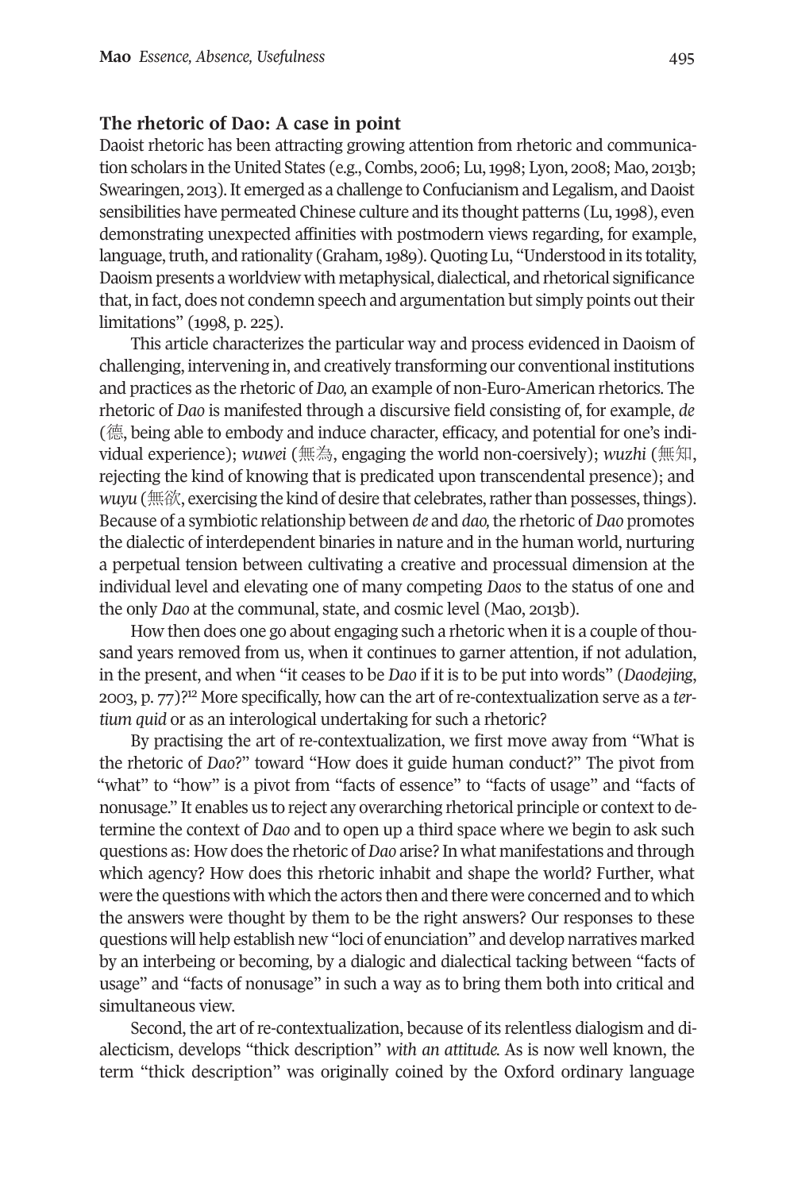### The rhetoric of Dao: A case in point

Daoist rhetoric has been attracting growing attention from rhetoric and communication scholars in the United States (e.g., Combs, 2006; Lu, 1998; Lyon, 2008; Mao, 2013b; Swearingen, 2013). It emerged as a challenge to Confucianism and Legalism, and Daoist sensibilities have permeated Chinese culture and its thought patterns (Lu, 1998), even demonstrating unexpected affinities with postmodern views regarding, for example, language, truth, and rationality (Graham, 1989). Quoting Lu, "Understood in its totality, Daoism presents a worldview with metaphysical, dialectical, and rhetorical significance that, in fact, does not condemn speech and argumentation but simply points out their limitations" (1998, p. 225).

This article characterizes the particular way and process evidenced in Daoism of challenging, intervening in, and creatively transforming our conventional institutions and practices as the rhetoric of *Dao,* an example of non-Euro-American rhetorics. The rhetoric of *Dao* is manifested through a discursive field consisting of, for example, *de* (德, being able to embody and induce character, efficacy, and potential for one's individual experience); *wuwei* (無為, engaging the world non-coersively); *wuzhi* (無知, rejecting the kind of knowing that is predicated upon transcendental presence); and *wuyu* (無欲, exercising the kind of desire that celebrates, rather than possesses, things). Because of a symbiotic relationship between *de* and *dao,* the rhetoric of *Dao* promotes the dialectic of interdependent binaries in nature and in the human world, nurturing a perpetual tension between cultivating a creative and processual dimension at the individual level and elevating one of many competing *Daos* to the status of one and the only *Dao* at the communal, state, and cosmic level (Mao, 2013b).

How then does one go about engaging such a rhetoric when it is a couple of thousand years removed from us, when it continues to garner attention, if not adulation, in the present, and when "it ceases to be *Dao* if it is to be put into words" (*Daodejing*, 2003, p. 77)?[12] More specifically, how can the art of re-contextualization serve as a *tertium quid* or as an interological undertaking for such a rhetoric?

By practising the art of re-contextualization, we first move away from "What is the rhetoric of *Dao*?" toward "How does it guide human conduct?" The pivot from "what" to "how" is a pivot from "facts of essence" to "facts of usage" and "facts of nonusage." It enables us to reject any overarching rhetorical principle or context to determine the context of *Dao* and to open up a third space where we begin to ask such questions as: How does the rhetoric of *Dao* arise? In what manifestations and through which agency? How does this rhetoric inhabit and shape the world? Further, what were the questions with which the actors then and there were concerned and to which the answers were thought by them to be the right answers? Our responses to these questions will help establish new "loci of enunciation" and develop narratives marked by an interbeing or becoming, by a dialogic and dialectical tacking between "facts of usage" and "facts of nonusage" in such a way as to bring them both into critical and simultaneous view.

Second, the art of re-contextualization, because of its relentless dialogism and dialecticism, develops "thick description" *with an attitude.* As is now well known, the term "thick description" was originally coined by the Oxford ordinary language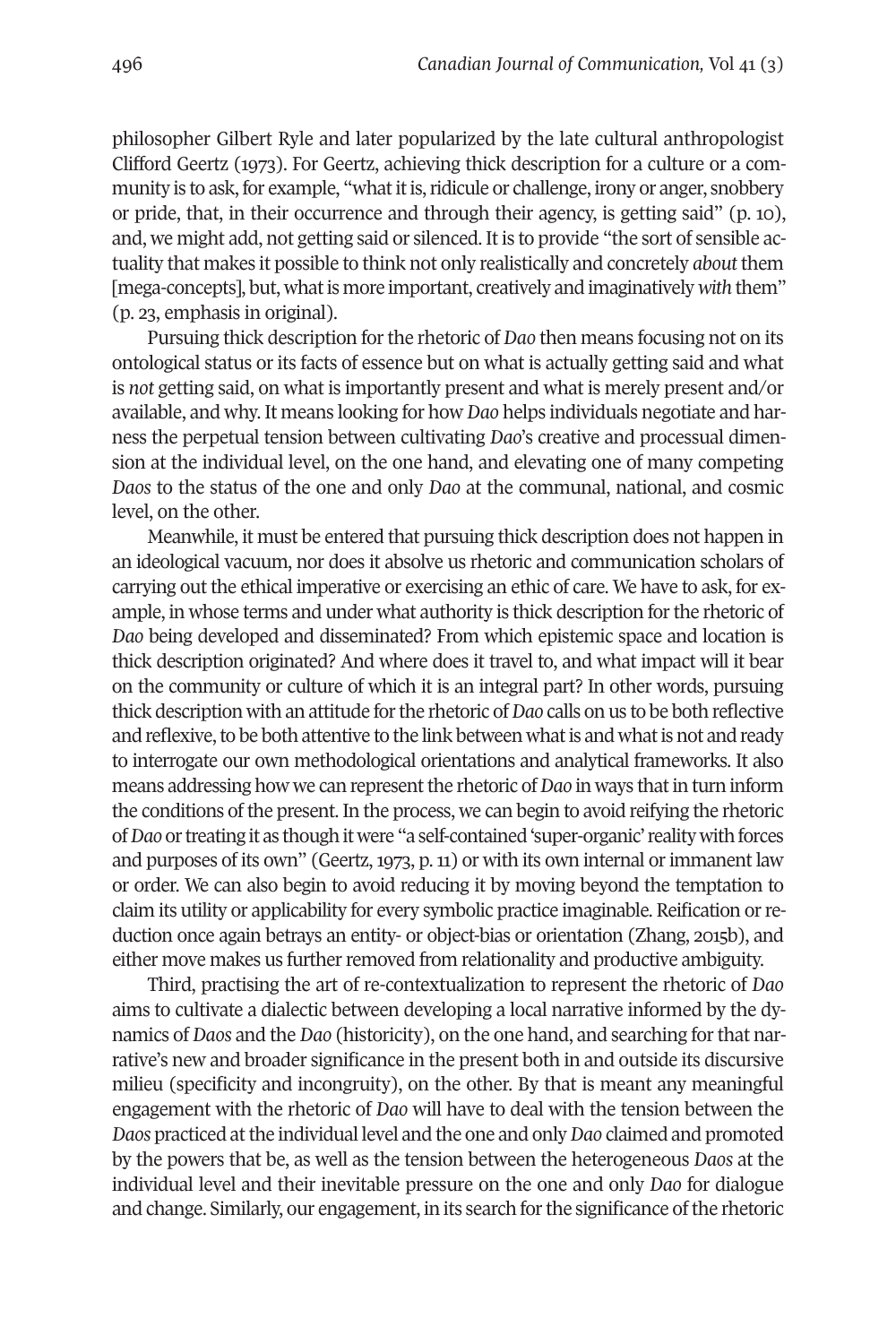philosopher Gilbert Ryle and later popularized by the late cultural anthropologist Clifford Geertz (1973). For Geertz, achieving thick description for a culture or a community is to ask, for example, "what it is, ridicule or challenge, irony or anger, snobbery or pride, that, in their occurrence and through their agency, is getting said" (p. 10), and, we might add, not getting said or silenced. It is to provide "the sort of sensible actuality that makes it possible to think not only realistically and concretely *about* them [mega-concepts], but, what is more important, creatively and imaginatively *with* them" (p. 23, emphasis in original).

Pursuing thick description for the rhetoric of *Dao* then means focusing not on its ontological status or its facts of essence but on what is actually getting said and what is *not* getting said, on what is importantly present and what is merely present and/or available, and why. It means looking for how *Dao* helps individuals negotiate and harness the perpetual tension between cultivating *Dao*'s creative and processual dimension at the individual level, on the one hand, and elevating one of many competing *Daos* to the status of the one and only *Dao* at the communal, national, and cosmic level, on the other.

Meanwhile, it must be entered that pursuing thick description does not happen in an ideological vacuum, nor does it absolve us rhetoric and communication scholars of carrying out the ethical imperative or exercising an ethic of care. We have to ask, for example, in whose terms and under what authority is thick description for the rhetoric of *Dao* being developed and disseminated? From which epistemic space and location is thick description originated? And where does it travel to, and what impact will it bear on the community or culture of which it is an integral part? In other words, pursuing thick description with an attitude for the rhetoric of *Dao* calls on us to be both reflective and reflexive, to be both attentive to the link between what is and what is not and ready to interrogate our own methodological orientations and analytical frameworks. It also means addressing how we can represent the rhetoric of *Dao* in ways that in turn inform the conditions of the present. In the process, we can begin to avoid reifying the rhetoric of *Dao* or treating it as though it were "a self-contained 'super-organic' reality with forces and purposes of its own" (Geertz, 1973, p. 11) or with its own internal or immanent law or order. We can also begin to avoid reducing it by moving beyond the temptation to claim its utility or applicability for every symbolic practice imaginable. Reification or reduction once again betrays an entity- or object-bias or orientation (Zhang, 2015b), and either move makes us further removed from relationality and productive ambiguity.

Third, practising the art of re-contextualization to represent the rhetoric of *Dao* aims to cultivate a dialectic between developing a local narrative informed by the dynamics of *Daos* and the *Dao* (historicity), on the one hand, and searching for that narrative's new and broader significance in the present both in and outside its discursive milieu (specificity and incongruity), on the other. By that is meant any meaningful engagement with the rhetoric of *Dao* will have to deal with the tension between the *Daos* practiced at the individual level and the one and only *Dao* claimed and promoted by the powers that be, as well as the tension between the heterogeneous *Daos* at the individual level and their inevitable pressure on the one and only *Dao* for dialogue and change. Similarly, our engagement, in its search for the significance of the rhetoric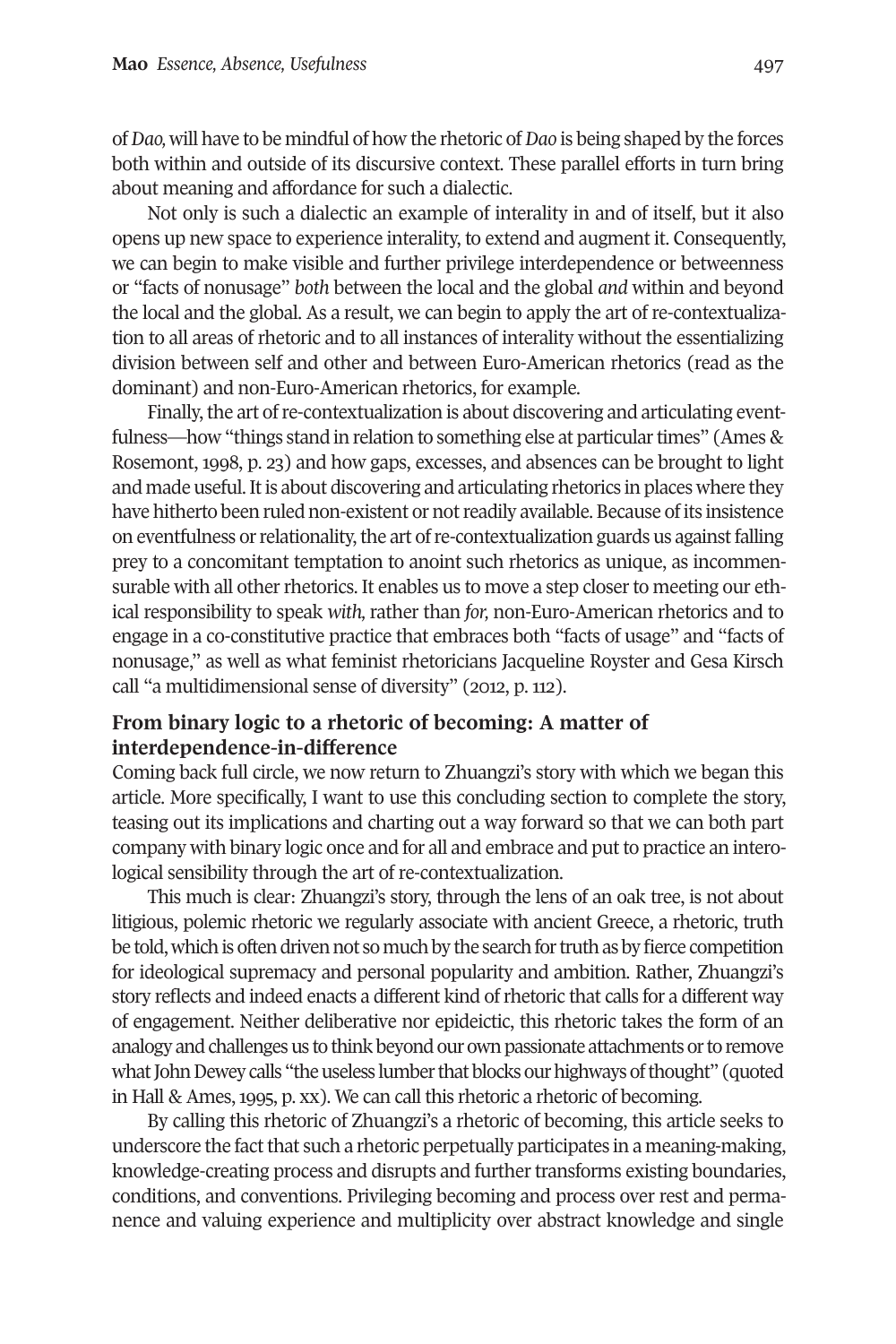of *Dao,* will have to be mindful of how the rhetoric of *Dao* is being shaped by the forces both within and outside of its discursive context. These parallel efforts in turn bring about meaning and affordance for such a dialectic.

Not only is such a dialectic an example of interality in and of itself, but it also opens up new space to experience interality, to extend and augment it. Consequently, we can begin to make visible and further privilege interdependence or betweenness or "facts of nonusage" *both* between the local and the global *and* within and beyond the local and the global. As a result, we can begin to apply the art of re-contextualization to all areas of rhetoric and to all instances of interality without the essentializing division between self and other and between Euro-American rhetorics (read as the dominant) and non-Euro-American rhetorics, for example.

Finally, the art of re-contextualization is about discovering and articulating eventfulness—how "things stand in relation to something else at particular times" (Ames & Rosemont, 1998, p. 23) and how gaps, excesses, and absences can be brought to light and made useful. It is about discovering and articulating rhetorics in places where they have hitherto been ruled non-existent or not readily available. Because of its insistence on eventfulness or relationality, the art of re-contextualization guards us against falling prey to a concomitant temptation to anoint such rhetorics as unique, as incommensurable with all other rhetorics. It enables us to move a step closer to meeting our ethical responsibility to speak *with,* rather than *for,* non-Euro-American rhetorics and to engage in a co-constitutive practice that embraces both "facts of usage" and "facts of nonusage," as well as what feminist rhetoricians Jacqueline Royster and Gesa Kirsch call "a multidimensional sense of diversity" (2012, p. 112).

## From binary logic to a rhetoric of becoming: A matter of interdependence-in-difference

Coming back full circle, we now return to Zhuangzi's story with which we began this article. More specifically, I want to use this concluding section to complete the story, teasing out its implications and charting out a way forward so that we can both part company with binary logic once and for all and embrace and put to practice an interological sensibility through the art of re-contextualization.

This much is clear: Zhuangzi's story, through the lens of an oak tree, is not about litigious, polemic rhetoric we regularly associate with ancient Greece, a rhetoric, truth be told, which is often driven not so much by the search for truth as by fierce competition for ideological supremacy and personal popularity and ambition. Rather, Zhuangzi's story reflects and indeed enacts a different kind of rhetoric that calls for a different way of engagement. Neither deliberative nor epideictic, this rhetoric takes the form of an analogy and challenges us to think beyond our own passionate attachments or to remove what John Dewey calls "the useless lumber that blocks our highways of thought" (quoted in Hall & Ames, 1995, p. xx). We can call this rhetoric a rhetoric of becoming.

By calling this rhetoric of Zhuangzi's a rhetoric of becoming, this article seeks to underscore the fact that such a rhetoric perpetually participates in a meaning-making, knowledge-creating process and disrupts and further transforms existing boundaries, conditions, and conventions. Privileging becoming and process over rest and permanence and valuing experience and multiplicity over abstract knowledge and single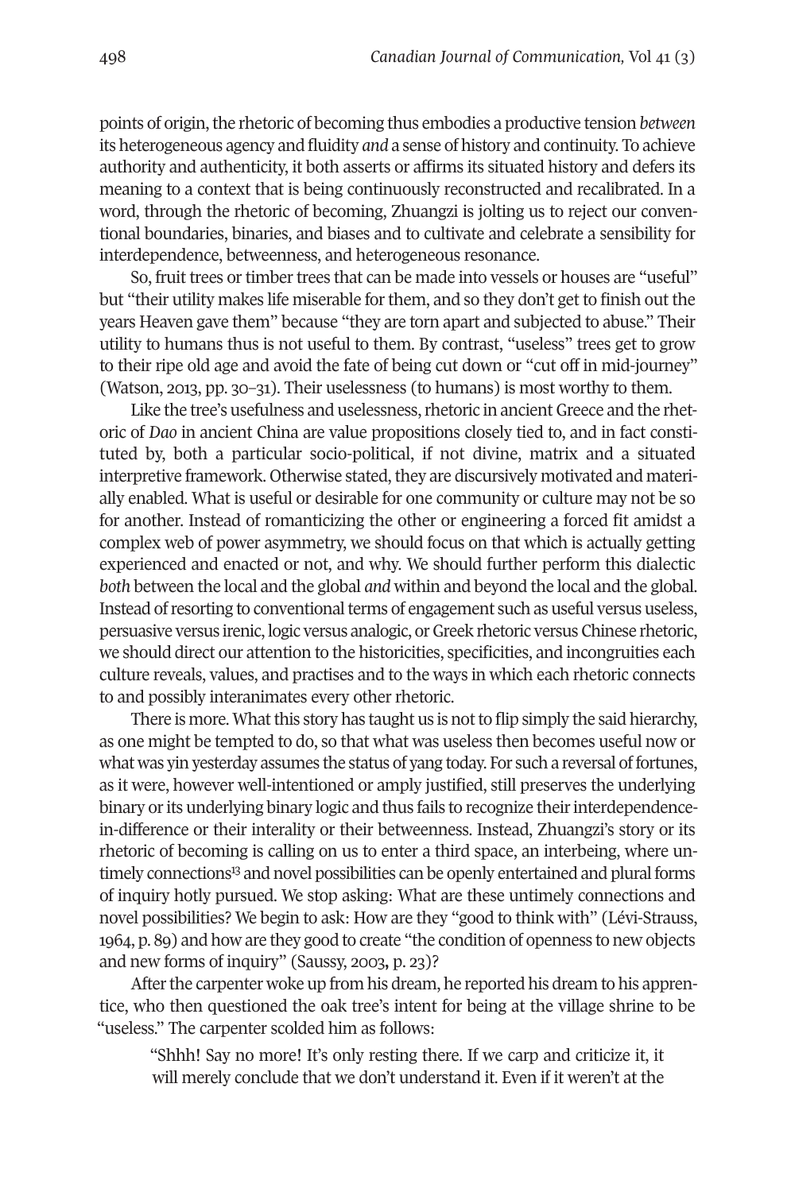points of origin, the rhetoric of becoming thus embodies a productive tension *between* its heterogeneous agency and fluidity *and* a sense of history and continuity. To achieve authority and authenticity, it both asserts or affirms its situated history and defers its meaning to a context that is being continuously reconstructed and recalibrated. In a word, through the rhetoric of becoming, Zhuangzi is jolting us to reject our conventional boundaries, binaries, and biases and to cultivate and celebrate a sensibility for interdependence, betweenness, and heterogeneous resonance.

So, fruit trees or timber trees that can be made into vessels or houses are "useful" but "their utility makes life miserable for them, and so they don't get to finish out the years Heaven gave them" because "they are torn apart and subjected to abuse." Their utility to humans thus is not useful to them. By contrast, "useless" trees get to grow to their ripe old age and avoid the fate of being cut down or "cut off in mid-journey" (Watson, 2013, pp. 30–31). Their uselessness (to humans) is most worthy to them.

Like the tree's usefulness and uselessness, rhetoric in ancient Greece and the rhetoric of *Dao* in ancient China are value propositions closely tied to, and in fact constituted by, both a particular socio-political, if not divine, matrix and a situated interpretive framework. Otherwise stated, they are discursively motivated and materially enabled. What is useful or desirable for one community or culture may not be so for another. Instead of romanticizing the other or engineering a forced fit amidst a complex web of power asymmetry, we should focus on that which is actually getting experienced and enacted or not, and why. We should further perform this dialectic *both* between the local and the global *and* within and beyond the local and the global. Instead of resorting to conventional terms of engagement such as useful versus useless, persuasive versus irenic, logic versus analogic, or Greek rhetoric versus Chinese rhetoric, we should direct our attention to the historicities, specificities, and incongruities each culture reveals, values, and practises and to the ways in which each rhetoric connects to and possibly interanimates every other rhetoric.

There is more. What this story has taught us is not to flip simply the said hierarchy, as one might be tempted to do, so that what was useless then becomes useful now or what was yin yesterday assumes the status of yang today. For such a reversal of fortunes, as it were, however well-intentioned or amply justified, still preserves the underlying binary or its underlying binary logic and thus fails to recognize their interdependence-in-difference or their interality or their betweenness. Instead, Zhuangzi's story or its rhetoric of becoming is calling on us to enter a third space, an interbeing, where untimely connections[13] and novel possibilities can be openly entertained and plural forms of inquiry hotly pursued. We stop asking: What are these untimely connections and novel possibilities? We begin to ask: How are they "good to think with" (Lévi-Strauss, 1964, p. 89) and how are they good to create "the condition of openness to new objects and new forms of inquiry" (Saussy, 2003, p. 23)?

After the carpenter woke up from his dream, he reported his dream to his apprentice, who then questioned the oak tree's intent for being at the village shrine to be "useless." The carpenter scolded him as follows:

> "Shhh! Say no more! It's only resting there. If we carp and criticize it, it will merely conclude that we don't understand it. Even if it weren't at the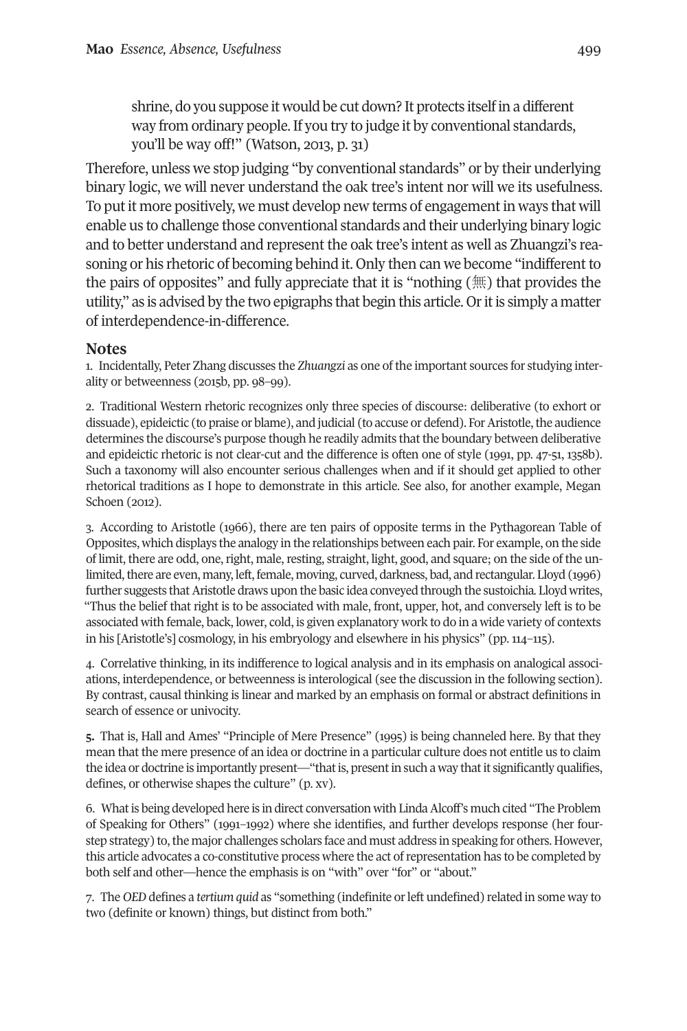> shrine, do you suppose it would be cut down? It protects itself in a different way from ordinary people. If you try to judge it by conventional standards, you'll be way off!" (Watson, 2013, p. 31)

Therefore, unless we stop judging "by conventional standards" or by their underlying binary logic, we will never understand the oak tree's intent nor will we its usefulness. To put it more positively, we must develop new terms of engagement in ways that will enable us to challenge those conventional standards and their underlying binary logic and to better understand and represent the oak tree's intent as well as Zhuangzi's reasoning or his rhetoric of becoming behind it. Only then can we become "indifferent to the pairs of opposites" and fully appreciate that it is "nothing (無) that provides the utility," as is advised by the two epigraphs that begin this article. Or it is simply a matter of interdependence-in-difference.

## Notes

1. Incidentally, Peter Zhang discusses the *Zhuangzi* as one of the important sources for studying interality or betweenness (2015b, pp. 98–99).

2. Traditional Western rhetoric recognizes only three species of discourse: deliberative (to exhort or dissuade), epideictic (to praise or blame), and judicial (to accuse or defend). For Aristotle, the audience determines the discourse's purpose though he readily admits that the boundary between deliberative and epideictic rhetoric is not clear-cut and the difference is often one of style (1991, pp. 47-51, 1358b). Such a taxonomy will also encounter serious challenges when and if it should get applied to other rhetorical traditions as I hope to demonstrate in this article. See also, for another example, Megan Schoen (2012).

3. According to Aristotle (1966), there are ten pairs of opposite terms in the Pythagorean Table of Opposites, which displays the analogy in the relationships between each pair. For example, on the side of limit, there are odd, one, right, male, resting, straight, light, good, and square; on the side of the unlimited, there are even, many, left, female, moving, curved, darkness, bad, and rectangular. Lloyd (1996) further suggests that Aristotle draws upon the basic idea conveyed through the sustoichia. Lloyd writes, "Thus the belief that right is to be associated with male, front, upper, hot, and conversely left is to be associated with female, back, lower, cold, is given explanatory work to do in a wide variety of contexts in his [Aristotle's] cosmology, in his embryology and elsewhere in his physics" (pp. 114–115).

4. Correlative thinking, in its indifference to logical analysis and in its emphasis on analogical associations, interdependence, or betweenness is interological (see the discussion in the following section). By contrast, causal thinking is linear and marked by an emphasis on formal or abstract definitions in search of essence or univocity.

5. That is, Hall and Ames' "Principle of Mere Presence" (1995) is being channeled here. By that they mean that the mere presence of an idea or doctrine in a particular culture does not entitle us to claim the idea or doctrine is importantly present—"that is, present in such a way that it significantly qualifies, defines, or otherwise shapes the culture" (p. xv).

6. What is being developed here is in direct conversation with Linda Alcoff's much cited "The Problem of Speaking for Others" (1991–1992) where she identifies, and further develops response (her four-step strategy) to, the major challenges scholars face and must address in speaking for others. However, this article advocates a co-constitutive process where the act of representation has to be completed by both self and other—hence the emphasis is on "with" over "for" or "about."

7. The *OED* defines a *tertium quid* as "something (indefinite or left undefined) related in some way to two (definite or known) things, but distinct from both."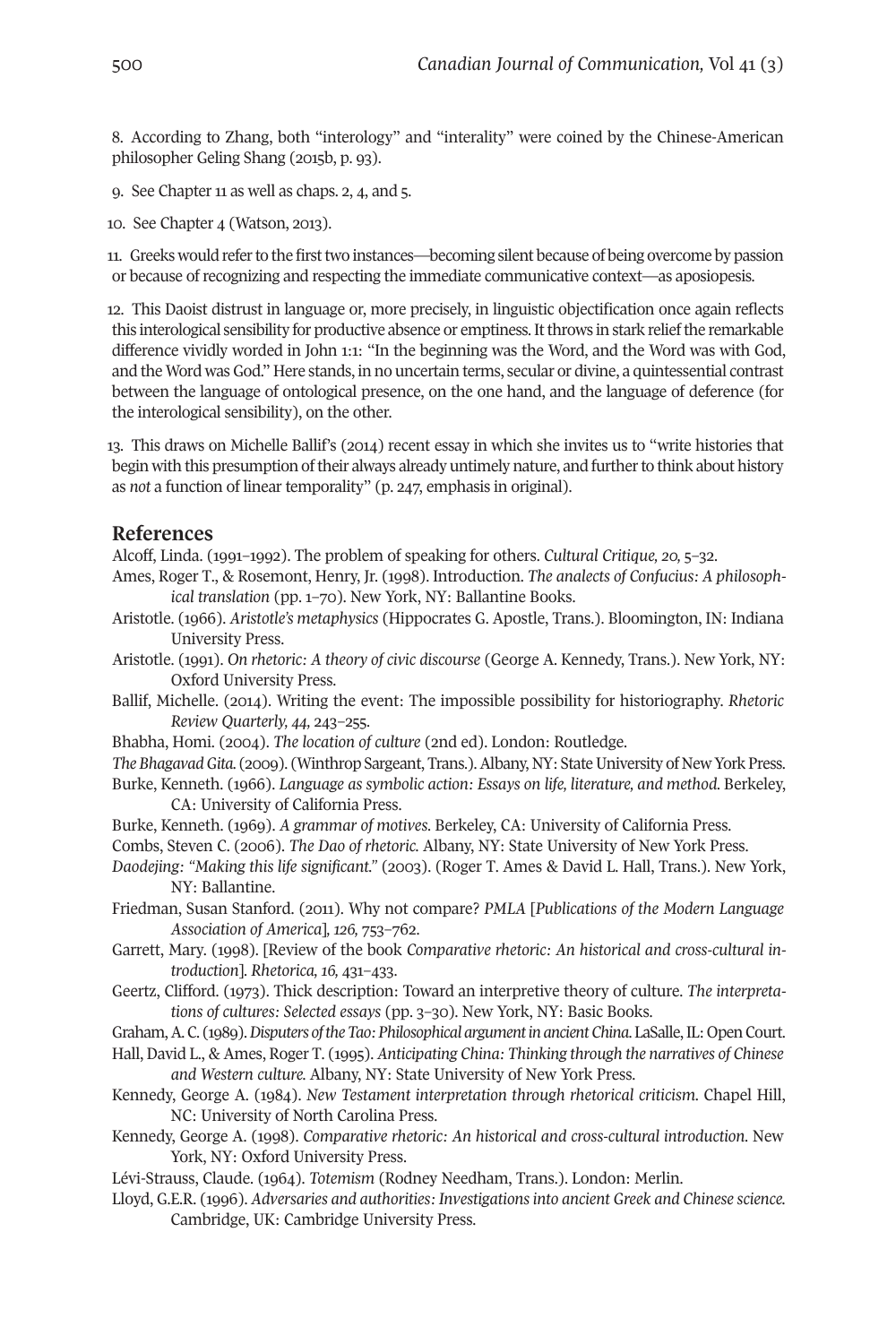8. According to Zhang, both "interology" and "interality" were coined by the Chinese-American philosopher Geling Shang (2015b, p. 93).

9. See Chapter 11 as well as chaps. 2, 4, and 5.

10. See Chapter 4 (Watson, 2013).

11. Greeks would refer to the first two instances—becoming silent because of being overcome by passion or because of recognizing and respecting the immediate communicative context—as aposiopesis.

12. This Daoist distrust in language or, more precisely, in linguistic objectification once again reflects this interological sensibility for productive absence or emptiness. It throws in stark relief the remarkable difference vividly worded in John 1:1: "In the beginning was the Word, and the Word was with God, and the Word was God." Here stands, in no uncertain terms, secular or divine, a quintessential contrast between the language of ontological presence, on the one hand, and the language of deference (for the interological sensibility), on the other.

13. This draws on Michelle Ballif's (2014) recent essay in which she invites us to "write histories that begin with this presumption of their always already untimely nature, and further to think about history as *not* a function of linear temporality" (p. 247, emphasis in original).

## References

Alcoff, Linda. (1991–1992). The problem of speaking for others. *Cultural Critique, 20,* 5–32.

Ames, Roger T., & Rosemont, Henry, Jr. (1998). Introduction. *The analects of Confucius: A philosophical translation* (pp. 1–70). New York, NY: Ballantine Books.

Aristotle. (1966). *Aristotle's metaphysics* (Hippocrates G. Apostle, Trans.). Bloomington, IN: Indiana University Press.

Aristotle. (1991). *On rhetoric: A theory of civic discourse* (George A. Kennedy, Trans.). New York, NY: Oxford University Press.

Ballif, Michelle. (2014). Writing the event: The impossible possibility for historiography. *Rhetoric Review Quarterly, 44,* 243–255.

Bhabha, Homi. (2004). *The location of culture* (2nd ed). London: Routledge.

*The Bhagavad Gita.* (2009). (Winthrop Sargeant, Trans.). Albany, NY: State University of New York Press.

Burke, Kenneth. (1966). *Language as symbolic action: Essays on life, literature, and method.* Berkeley, CA: University of California Press.

Burke, Kenneth. (1969). *A grammar of motives.* Berkeley, CA: University of California Press.

Combs, Steven C. (2006). *The Dao of rhetoric.* Albany, NY: State University of New York Press.

*Daodejing: "Making this life significant."* (2003). (Roger T. Ames & David L. Hall, Trans.). New York, NY: Ballantine.

Friedman, Susan Stanford. (2011). Why not compare? *PMLA* [*Publications of the Modern Language Association of America*]*, 126,* 753–762.

Garrett, Mary. (1998). [Review of the book *Comparative rhetoric: An historical and cross-cultural introduction*]. *Rhetorica, 16,* 431–433.

Geertz, Clifford. (1973). Thick description: Toward an interpretive theory of culture. *The interpretations of cultures: Selected essays* (pp. 3–30). New York, NY: Basic Books.

Graham, A. C. (1989). *Disputers of the Tao: Philosophical argument in ancient China.* LaSalle, IL: Open Court.

Hall, David L., & Ames, Roger T. (1995). *Anticipating China: Thinking through the narratives of Chinese and Western culture.* Albany, NY: State University of New York Press.

Kennedy, George A. (1984). *New Testament interpretation through rhetorical criticism.* Chapel Hill, NC: University of North Carolina Press.

Kennedy, George A. (1998). *Comparative rhetoric: An historical and cross-cultural introduction.* New York, NY: Oxford University Press.

Lévi-Strauss, Claude. (1964). *Totemism* (Rodney Needham, Trans.). London: Merlin.

Lloyd, G.E.R. (1996). *Adversaries and authorities: Investigations into ancient Greek and Chinese science.* Cambridge, UK: Cambridge University Press.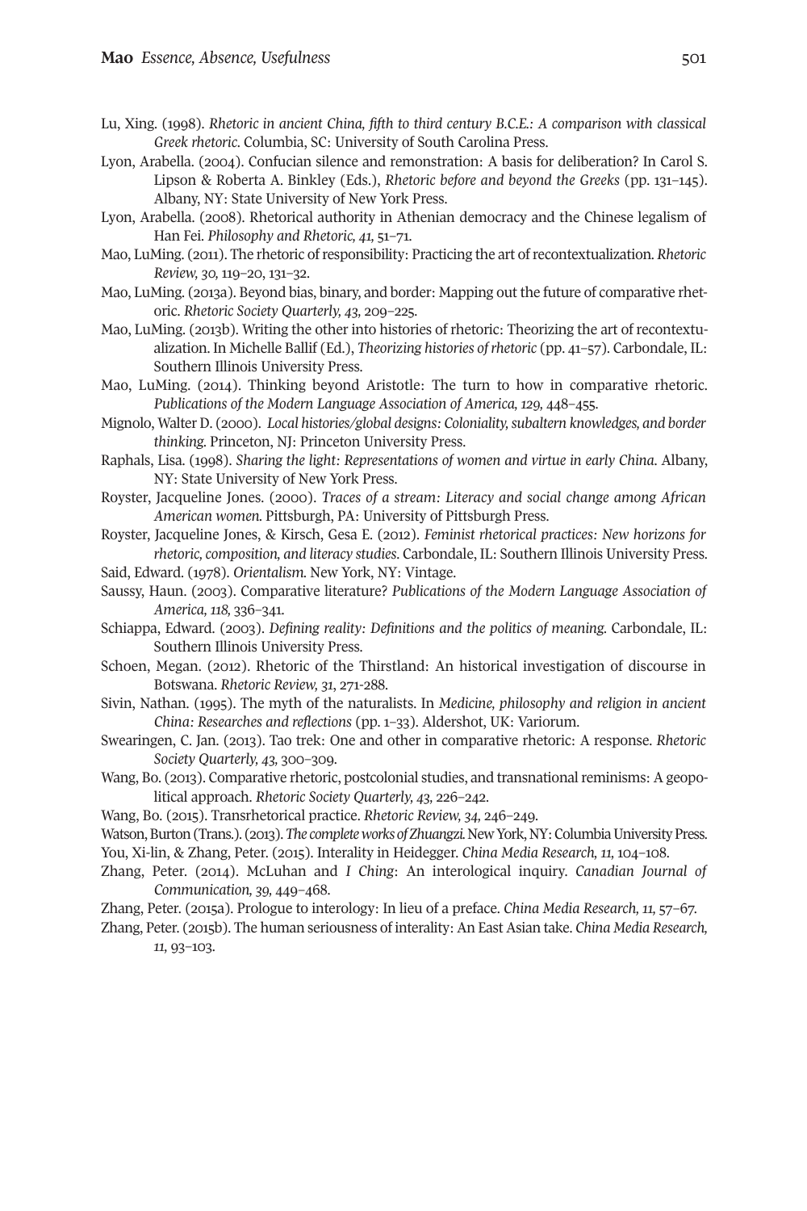Lu, Xing. (1998). *Rhetoric in ancient China, fifth to third century B.C.E.: A comparison with classical Greek rhetoric*. Columbia, SC: University of South Carolina Press.

Lyon, Arabella. (2004). Confucian silence and remonstration: A basis for deliberation? In Carol S. Lipson & Roberta A. Binkley (Eds.), *Rhetoric before and beyond the Greeks* (pp. 131–145). Albany, NY: State University of New York Press.

Lyon, Arabella. (2008). Rhetorical authority in Athenian democracy and the Chinese legalism of Han Fei. *Philosophy and Rhetoric, 41,* 51–71.

Mao, LuMing. (2011). The rhetoric of responsibility: Practicing the art of recontextualization. *Rhetoric Review, 30,* 119–20, 131–32.

Mao, LuMing. (2013a). Beyond bias, binary, and border: Mapping out the future of comparative rhetoric. *Rhetoric Society Quarterly, 43,* 209–225.

Mao, LuMing. (2013b). Writing the other into histories of rhetoric: Theorizing the art of recontextualization. In Michelle Ballif (Ed.), *Theorizing histories of rhetoric* (pp. 41–57). Carbondale, IL: Southern Illinois University Press.

Mao, LuMing. (2014). Thinking beyond Aristotle: The turn to how in comparative rhetoric. *Publications of the Modern Language Association of America, 129,* 448–455.

Mignolo, Walter D. (2000). *Local histories/global designs: Coloniality, subaltern knowledges, and border thinking.* Princeton, NJ: Princeton University Press.

Raphals, Lisa. (1998). *Sharing the light: Representations of women and virtue in early China.* Albany, NY: State University of New York Press.

Royster, Jacqueline Jones. (2000). *Traces of a stream: Literacy and social change among African American women.* Pittsburgh, PA: University of Pittsburgh Press.

Royster, Jacqueline Jones, & Kirsch, Gesa E. (2012). *Feminist rhetorical practices: New horizons for rhetoric, composition, and literacy studies*. Carbondale, IL: Southern Illinois University Press.

Said, Edward. (1978). *Orientalism.* New York, NY: Vintage.

Saussy, Haun. (2003). Comparative literature? *Publications of the Modern Language Association of America, 118,* 336–341.

Schiappa, Edward. (2003). *Defining reality: Definitions and the politics of meaning.* Carbondale, IL: Southern Illinois University Press.

Schoen, Megan. (2012). Rhetoric of the Thirstland: An historical investigation of discourse in Botswana. *Rhetoric Review, 31*, 271-288.

Sivin, Nathan. (1995). The myth of the naturalists. In *Medicine, philosophy and religion in ancient China: Researches and reflections* (pp. 1–33). Aldershot, UK: Variorum.

Swearingen, C. Jan. (2013). Tao trek: One and other in comparative rhetoric: A response. *Rhetoric Society Quarterly, 43,* 300–309.

Wang, Bo. (2013). Comparative rhetoric, postcolonial studies, and transnational reminisms: A geopolitical approach. *Rhetoric Society Quarterly, 43,* 226–242.

Wang, Bo. (2015). Transrhetorical practice. *Rhetoric Review, 34,* 246–249.

Watson, Burton (Trans.). (2013). *The complete works of Zhuangzi.* New York, NY: Columbia University Press.

You, Xi-lin, & Zhang, Peter. (2015). Interality in Heidegger. *China Media Research, 11,* 104–108.

Zhang, Peter. (2014). McLuhan and *I Ching*: An interological inquiry. *Canadian Journal of Communication, 39,* 449–468.

Zhang, Peter. (2015a). Prologue to interology: In lieu of a preface. *China Media Research, 11,* 57–67.

Zhang, Peter. (2015b). The human seriousness of interality: An East Asian take. *China Media Research, 11,* 93–103.